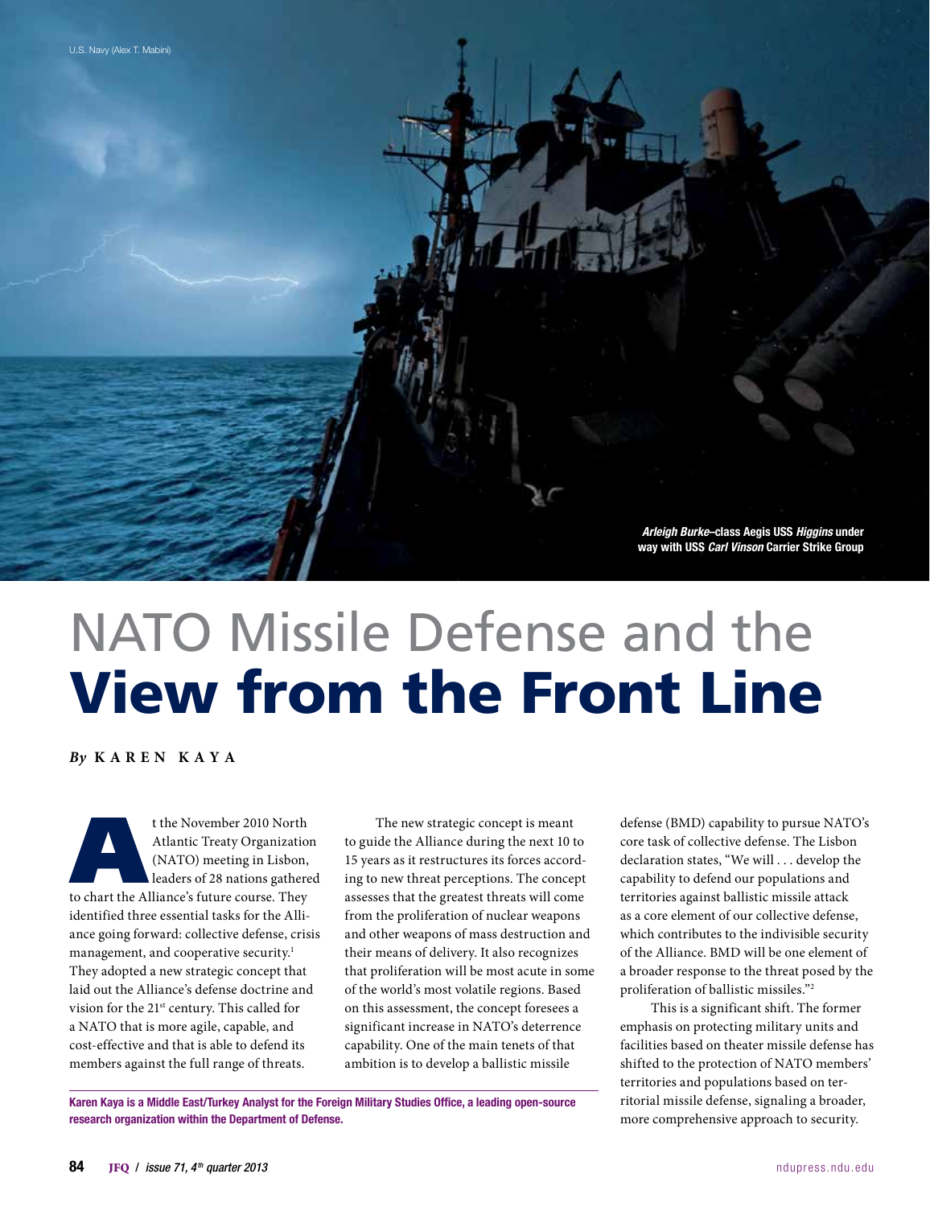U.S. Navy (Alex T. Mabini)

***Arleigh Burke*–class Aegis USS *Higgins* under way with USS *Carl Vinson* Carrier Strike Group**

# NATO Missile Defense and the **View from the Front Line**

*By* **KAREN KAYA**

At the November 2010 North Atlantic Treaty Organization (NATO) meeting in Lisbon, leaders of 28 nations gathered to chart the Alliance's future course. They identified three essential tasks for the Alliance going forward: collective defense, crisis management, and cooperative security.[1] They adopted a new strategic concept that laid out the Alliance's defense doctrine and vision for the 21st century. This called for a NATO that is more agile, capable, and cost-effective and that is able to defend its members against the full range of threats.

The new strategic concept is meant to guide the Alliance during the next 10 to 15 years as it restructures its forces according to new threat perceptions. The concept assesses that the greatest threats will come from the proliferation of nuclear weapons and other weapons of mass destruction and their means of delivery. It also recognizes that proliferation will be most acute in some of the world's most volatile regions. Based on this assessment, the concept foresees a significant increase in NATO's deterrence capability. One of the main tenets of that ambition is to develop a ballistic missile defense (BMD) capability to pursue NATO's core task of collective defense. The Lisbon declaration states, "We will . . . develop the capability to defend our populations and territories against ballistic missile attack as a core element of our collective defense, which contributes to the indivisible security of the Alliance. BMD will be one element of a broader response to the threat posed by the proliferation of ballistic missiles."[2]

This is a significant shift. The former emphasis on protecting military units and facilities based on theater missile defense has shifted to the protection of NATO members' territories and populations based on territorial missile defense, signaling a broader, more comprehensive approach to security.

**Karen Kaya is a Middle East/Turkey Analyst for the Foreign Military Studies Office, a leading open-source research organization within the Department of Defense.**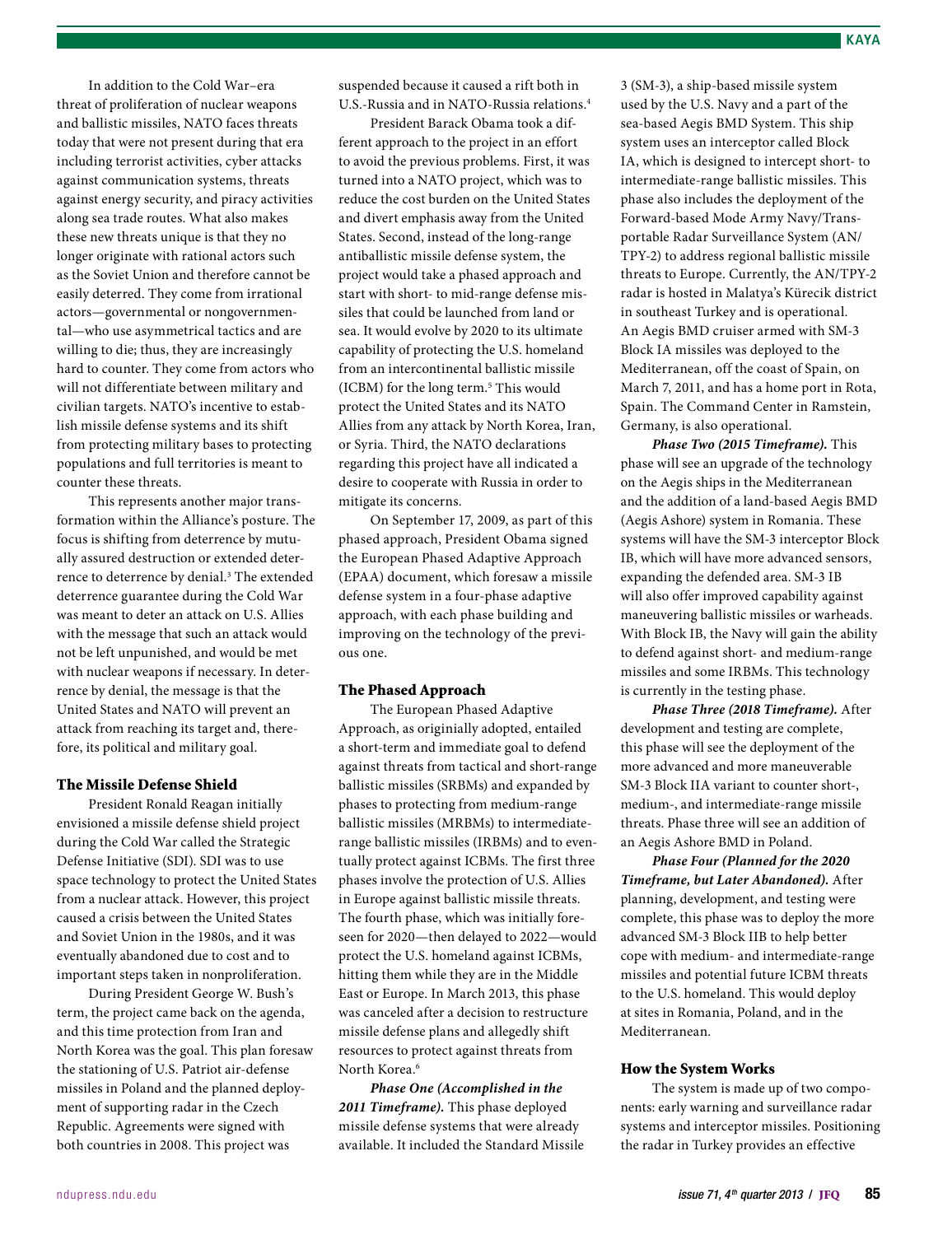In addition to the Cold War–era threat of proliferation of nuclear weapons and ballistic missiles, NATO faces threats today that were not present during that era including terrorist activities, cyber attacks against communication systems, threats against energy security, and piracy activities along sea trade routes. What also makes these new threats unique is that they no longer originate with rational actors such as the Soviet Union and therefore cannot be easily deterred. They come from irrational actors—governmental or nongovernmental—who use asymmetrical tactics and are willing to die; thus, they are increasingly hard to counter. They come from actors who will not differentiate between military and civilian targets. NATO's incentive to establish missile defense systems and its shift from protecting military bases to protecting populations and full territories is meant to counter these threats.

This represents another major transformation within the Alliance's posture. The focus is shifting from deterrence by mutually assured destruction or extended deterrence to deterrence by denial.[3] The extended deterrence guarantee during the Cold War was meant to deter an attack on U.S. Allies with the message that such an attack would not be left unpunished, and would be met with nuclear weapons if necessary. In deterrence by denial, the message is that the United States and NATO will prevent an attack from reaching its target and, therefore, its political and military goal.

### The Missile Defense Shield

President Ronald Reagan initially envisioned a missile defense shield project during the Cold War called the Strategic Defense Initiative (SDI). SDI was to use space technology to protect the United States from a nuclear attack. However, this project caused a crisis between the United States and Soviet Union in the 1980s, and it was eventually abandoned due to cost and to important steps taken in nonproliferation.

During President George W. Bush's term, the project came back on the agenda, and this time protection from Iran and North Korea was the goal. This plan foresaw the stationing of U.S. Patriot air-defense missiles in Poland and the planned deployment of supporting radar in the Czech Republic. Agreements were signed with both countries in 2008. This project was suspended because it caused a rift both in U.S.-Russia and in NATO-Russia relations.[4]

President Barack Obama took a different approach to the project in an effort to avoid the previous problems. First, it was turned into a NATO project, which was to reduce the cost burden on the United States and divert emphasis away from the United States. Second, instead of the long-range antiballistic missile defense system, the project would take a phased approach and start with short- to mid-range defense missiles that could be launched from land or sea. It would evolve by 2020 to its ultimate capability of protecting the U.S. homeland from an intercontinental ballistic missile (ICBM) for the long term.[5] This would protect the United States and its NATO Allies from any attack by North Korea, Iran, or Syria. Third, the NATO declarations regarding this project have all indicated a desire to cooperate with Russia in order to mitigate its concerns.

On September 17, 2009, as part of this phased approach, President Obama signed the European Phased Adaptive Approach (EPAA) document, which foresaw a missile defense system in a four-phase adaptive approach, with each phase building and improving on the technology of the previous one.

### The Phased Approach

The European Phased Adaptive Approach, as originially adopted, entailed a short-term and immediate goal to defend against threats from tactical and short-range ballistic missiles (SRBMs) and expanded by phases to protecting from medium-range ballistic missiles (MRBMs) to intermediate-range ballistic missiles (IRBMs) and to eventually protect against ICBMs. The first three phases involve the protection of U.S. Allies in Europe against ballistic missile threats. The fourth phase, which was initially foreseen for 2020—then delayed to 2022—would protect the U.S. homeland against ICBMs, hitting them while they are in the Middle East or Europe. In March 2013, this phase was canceled after a decision to restructure missile defense plans and allegedly shift resources to protect against threats from North Korea.[6]

***Phase One (Accomplished in the 2011 Timeframe).*** This phase deployed missile defense systems that were already available. It included the Standard Missile 3 (SM-3), a ship-based missile system used by the U.S. Navy and a part of the sea-based Aegis BMD System. This ship system uses an interceptor called Block IA, which is designed to intercept short- to intermediate-range ballistic missiles. This phase also includes the deployment of the Forward-based Mode Army Navy/Transportable Radar Surveillance System (AN/TPY-2) to address regional ballistic missile threats to Europe. Currently, the AN/TPY-2 radar is hosted in Malatya's Kürecik district in southeast Turkey and is operational. An Aegis BMD cruiser armed with SM-3 Block IA missiles was deployed to the Mediterranean, off the coast of Spain, on March 7, 2011, and has a home port in Rota, Spain. The Command Center in Ramstein, Germany, is also operational.

***Phase Two (2015 Timeframe).*** This phase will see an upgrade of the technology on the Aegis ships in the Mediterranean and the addition of a land-based Aegis BMD (Aegis Ashore) system in Romania. These systems will have the SM-3 interceptor Block IB, which will have more advanced sensors, expanding the defended area. SM-3 IB will also offer improved capability against maneuvering ballistic missiles or warheads. With Block IB, the Navy will gain the ability to defend against short- and medium-range missiles and some IRBMs. This technology is currently in the testing phase.

***Phase Three (2018 Timeframe).*** After development and testing are complete, this phase will see the deployment of the more advanced and more maneuverable SM-3 Block IIA variant to counter short-, medium-, and intermediate-range missile threats. Phase three will see an addition of an Aegis Ashore BMD in Poland.

***Phase Four (Planned for the 2020 Timeframe, but Later Abandoned).*** After planning, development, and testing were complete, this phase was to deploy the more advanced SM-3 Block IIB to help better cope with medium- and intermediate-range missiles and potential future ICBM threats to the U.S. homeland. This would deploy at sites in Romania, Poland, and in the Mediterranean.

### How the System Works

The system is made up of two components: early warning and surveillance radar systems and interceptor missiles. Positioning the radar in Turkey provides an effective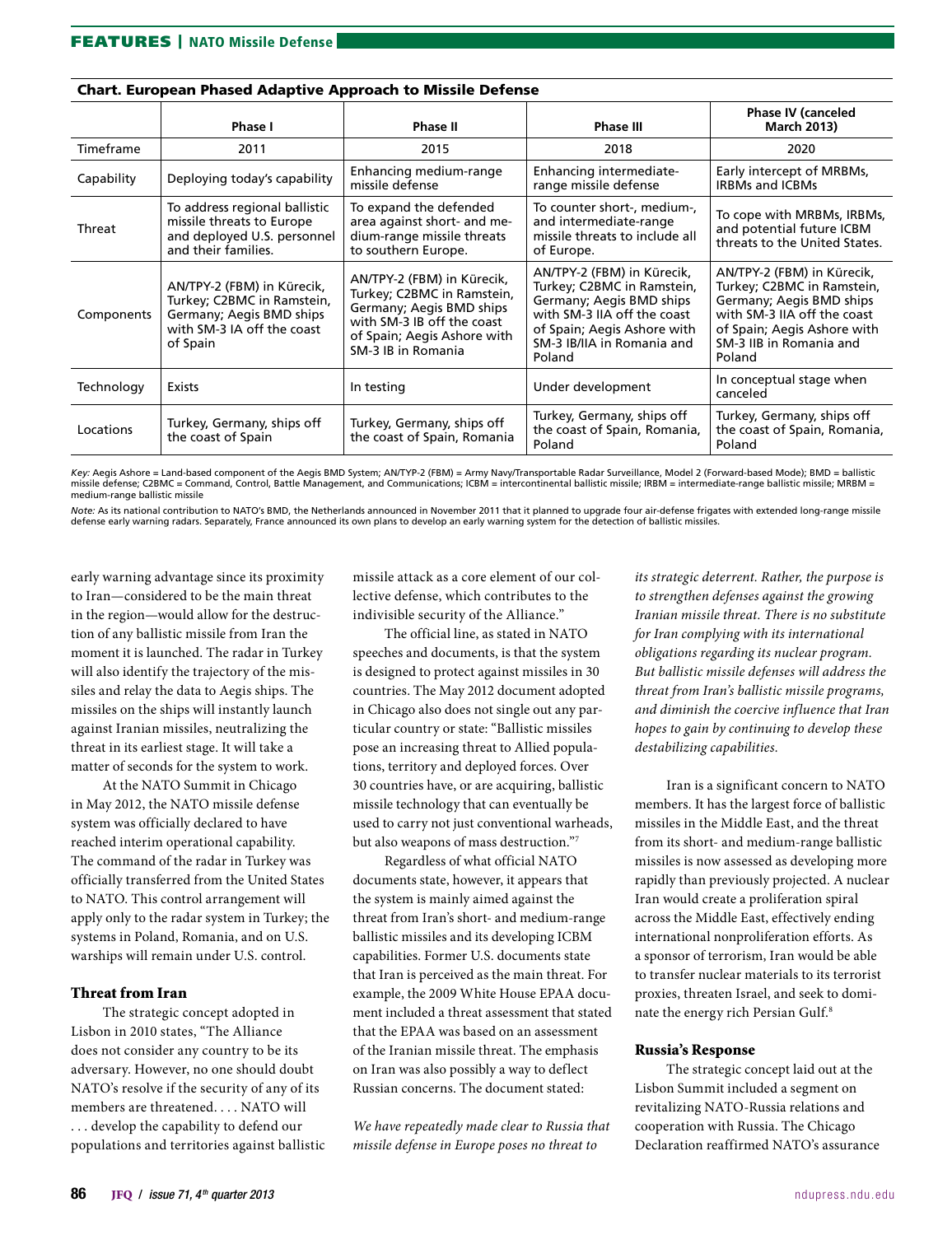**Chart. European Phased Adaptive Approach to Missile Defense**

| | Phase I | Phase II | Phase III | Phase IV (canceled March 2013) |
|---|---|---|---|---|
| Timeframe | 2011 | 2015 | 2018 | 2020 |
| Capability | Deploying today's capability | Enhancing medium-range missile defense | Enhancing intermediate-range missile defense | Early intercept of MRBMs, IRBMs and ICBMs |
| Threat | To address regional ballistic missile threats to Europe and deployed U.S. personnel and their families. | To expand the defended area against short- and medium-range missile threats to southern Europe. | To counter short-, medium-, and intermediate-range missile threats to include all of Europe. | To cope with MRBMs, IRBMs, and potential future ICBM threats to the United States. |
| Components | AN/TPY-2 (FBM) in Kürecik, Turkey; C2BMC in Ramstein, Germany; Aegis BMD ships with SM-3 IA off the coast of Spain | AN/TPY-2 (FBM) in Kürecik, Turkey; C2BMC in Ramstein, Germany; Aegis BMD ships with SM-3 IB off the coast of Spain; Aegis Ashore with SM-3 IB in Romania | AN/TPY-2 (FBM) in Kürecik, Turkey; C2BMC in Ramstein, Germany; Aegis BMD ships with SM-3 IIA off the coast of Spain; Aegis Ashore with SM-3 IB/IIA in Romania and Poland | AN/TPY-2 (FBM) in Kürecik, Turkey; C2BMC in Ramstein, Germany; Aegis BMD ships with SM-3 IIA off the coast of Spain; Aegis Ashore with SM-3 IIB in Romania and Poland |
| Technology | Exists | In testing | Under development | In conceptual stage when canceled |
| Locations | Turkey, Germany, ships off the coast of Spain | Turkey, Germany, ships off the coast of Spain, Romania | Turkey, Germany, ships off the coast of Spain, Romania, Poland | Turkey, Germany, ships off the coast of Spain, Romania, Poland |

*Key:* Aegis Ashore = Land-based component of the Aegis BMD System; AN/TPY-2 (FBM) = Army Navy/Transportable Radar Surveillance, Model 2 (Forward-based Mode); BMD = ballistic missile defense; C2BMC = Command, Control, Battle Management, and Communications; ICBM = intercontinental ballistic missile; IRBM = intermediate-range ballistic missile; MRBM = medium-range ballistic missile

*Note:* As its national contribution to NATO's BMD, the Netherlands announced in November 2011 that it planned to upgrade four air-defense frigates with extended long-range missile defense early warning radars. Separately, France announced its own plans to develop an early warning system for the detection of ballistic missiles.

early warning advantage since its proximity to Iran—considered to be the main threat in the region—would allow for the destruction of any ballistic missile from Iran the moment it is launched. The radar in Turkey will also identify the trajectory of the missiles and relay the data to Aegis ships. The missiles on the ships will instantly launch against Iranian missiles, neutralizing the threat in its earliest stage. It will take a matter of seconds for the system to work.

At the NATO Summit in Chicago in May 2012, the NATO missile defense system was officially declared to have reached interim operational capability. The command of the radar in Turkey was officially transferred from the United States to NATO. This control arrangement will apply only to the radar system in Turkey; the systems in Poland, Romania, and on U.S. warships will remain under U.S. control.

### Threat from Iran

The strategic concept adopted in Lisbon in 2010 states, "The Alliance does not consider any country to be its adversary. However, no one should doubt NATO's resolve if the security of any of its members are threatened. . . . NATO will . . . develop the capability to defend our populations and territories against ballistic missile attack as a core element of our collective defense, which contributes to the indivisible security of the Alliance."

The official line, as stated in NATO speeches and documents, is that the system is designed to protect against missiles in 30 countries. The May 2012 document adopted in Chicago also does not single out any particular country or state: "Ballistic missiles pose an increasing threat to Allied populations, territory and deployed forces. Over 30 countries have, or are acquiring, ballistic missile technology that can eventually be used to carry not just conventional warheads, but also weapons of mass destruction."[7]

Regardless of what official NATO documents state, however, it appears that the system is mainly aimed against the threat from Iran's short- and medium-range ballistic missiles and its developing ICBM capabilities. Former U.S. documents state that Iran is perceived as the main threat. For example, the 2009 White House EPAA document included a threat assessment that stated that the EPAA was based on an assessment of the Iranian missile threat. The emphasis on Iran was also possibly a way to deflect Russian concerns. The document stated:

*We have repeatedly made clear to Russia that missile defense in Europe poses no threat to its strategic deterrent. Rather, the purpose is to strengthen defenses against the growing Iranian missile threat. There is no substitute for Iran complying with its international obligations regarding its nuclear program. But ballistic missile defenses will address the threat from Iran's ballistic missile programs, and diminish the coercive influence that Iran hopes to gain by continuing to develop these destabilizing capabilities.*

Iran is a significant concern to NATO members. It has the largest force of ballistic missiles in the Middle East, and the threat from its short- and medium-range ballistic missiles is now assessed as developing more rapidly than previously projected. A nuclear Iran would create a proliferation spiral across the Middle East, effectively ending international nonproliferation efforts. As a sponsor of terrorism, Iran would be able to transfer nuclear materials to its terrorist proxies, threaten Israel, and seek to dominate the energy rich Persian Gulf.[8]

### Russia's Response

The strategic concept laid out at the Lisbon Summit included a segment on revitalizing NATO-Russia relations and cooperation with Russia. The Chicago Declaration reaffirmed NATO's assurance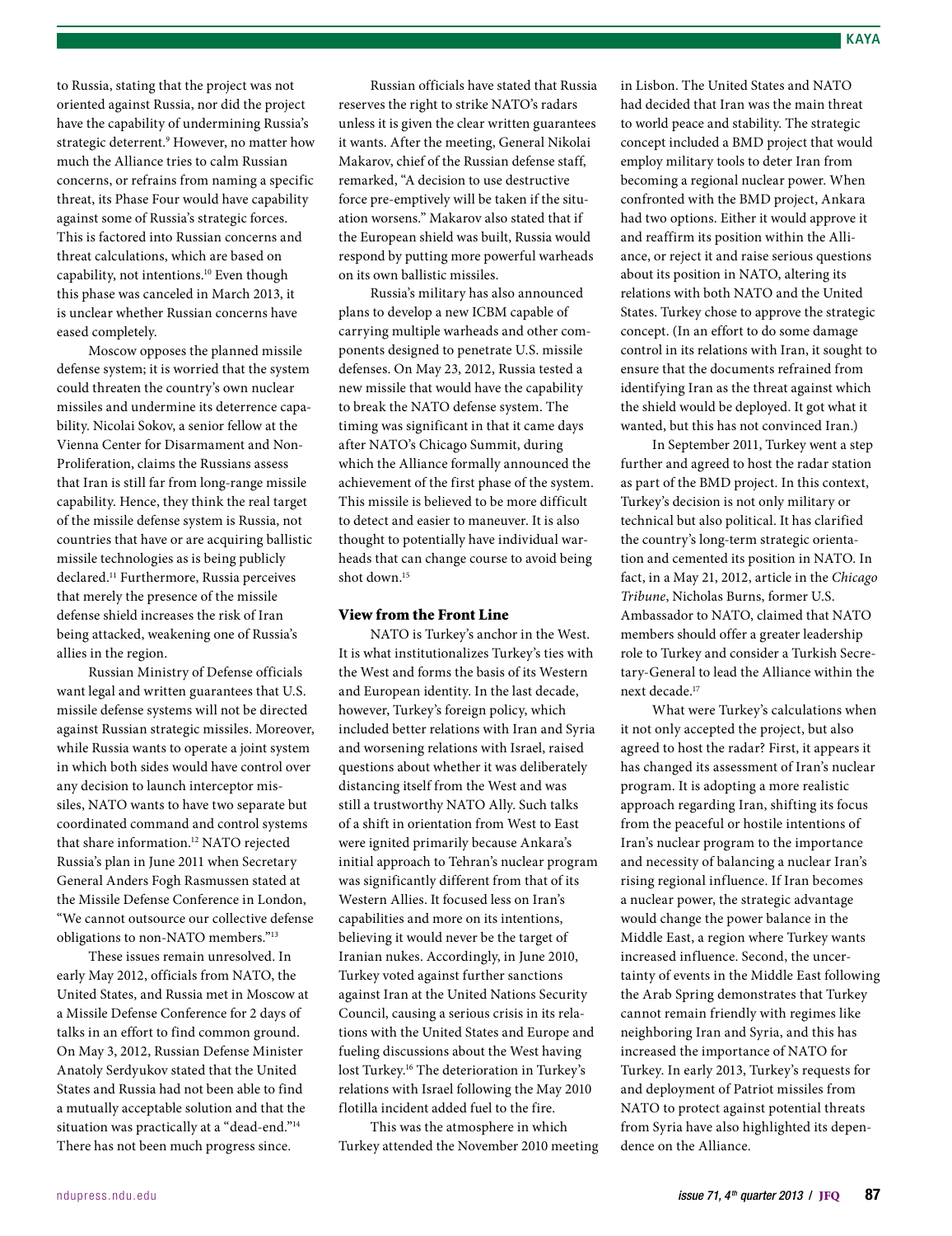to Russia, stating that the project was not oriented against Russia, nor did the project have the capability of undermining Russia's strategic deterrent.[9] However, no matter how much the Alliance tries to calm Russian concerns, or refrains from naming a specific threat, its Phase Four would have capability against some of Russia's strategic forces. This is factored into Russian concerns and threat calculations, which are based on capability, not intentions.[10] Even though this phase was canceled in March 2013, it is unclear whether Russian concerns have eased completely.

Moscow opposes the planned missile defense system; it is worried that the system could threaten the country's own nuclear missiles and undermine its deterrence capability. Nicolai Sokov, a senior fellow at the Vienna Center for Disarmament and Non-Proliferation, claims the Russians assess that Iran is still far from long-range missile capability. Hence, they think the real target of the missile defense system is Russia, not countries that have or are acquiring ballistic missile technologies as is being publicly declared.[11] Furthermore, Russia perceives that merely the presence of the missile defense shield increases the risk of Iran being attacked, weakening one of Russia's allies in the region.

Russian Ministry of Defense officials want legal and written guarantees that U.S. missile defense systems will not be directed against Russian strategic missiles. Moreover, while Russia wants to operate a joint system in which both sides would have control over any decision to launch interceptor missiles, NATO wants to have two separate but coordinated command and control systems that share information.[12] NATO rejected Russia's plan in June 2011 when Secretary General Anders Fogh Rasmussen stated at the Missile Defense Conference in London, "We cannot outsource our collective defense obligations to non-NATO members."[13]

These issues remain unresolved. In early May 2012, officials from NATO, the United States, and Russia met in Moscow at a Missile Defense Conference for 2 days of talks in an effort to find common ground. On May 3, 2012, Russian Defense Minister Anatoly Serdyukov stated that the United States and Russia had not been able to find a mutually acceptable solution and that the situation was practically at a "dead-end."[14] There has not been much progress since.

Russian officials have stated that Russia reserves the right to strike NATO's radars unless it is given the clear written guarantees it wants. After the meeting, General Nikolai Makarov, chief of the Russian defense staff, remarked, "A decision to use destructive force pre-emptively will be taken if the situation worsens." Makarov also stated that if the European shield was built, Russia would respond by putting more powerful warheads on its own ballistic missiles.

Russia's military has also announced plans to develop a new ICBM capable of carrying multiple warheads and other components designed to penetrate U.S. missile defenses. On May 23, 2012, Russia tested a new missile that would have the capability to break the NATO defense system. The timing was significant in that it came days after NATO's Chicago Summit, during which the Alliance formally announced the achievement of the first phase of the system. This missile is believed to be more difficult to detect and easier to maneuver. It is also thought to potentially have individual warheads that can change course to avoid being shot down.[15]

## View from the Front Line

NATO is Turkey's anchor in the West. It is what institutionalizes Turkey's ties with the West and forms the basis of its Western and European identity. In the last decade, however, Turkey's foreign policy, which included better relations with Iran and Syria and worsening relations with Israel, raised questions about whether it was deliberately distancing itself from the West and was still a trustworthy NATO Ally. Such talks of a shift in orientation from West to East were ignited primarily because Ankara's initial approach to Tehran's nuclear program was significantly different from that of its Western Allies. It focused less on Iran's capabilities and more on its intentions, believing it would never be the target of Iranian nukes. Accordingly, in June 2010, Turkey voted against further sanctions against Iran at the United Nations Security Council, causing a serious crisis in its relations with the United States and Europe and fueling discussions about the West having lost Turkey.[16] The deterioration in Turkey's relations with Israel following the May 2010 flotilla incident added fuel to the fire.

This was the atmosphere in which Turkey attended the November 2010 meeting in Lisbon. The United States and NATO had decided that Iran was the main threat to world peace and stability. The strategic concept included a BMD project that would employ military tools to deter Iran from becoming a regional nuclear power. When confronted with the BMD project, Ankara had two options. Either it would approve it and reaffirm its position within the Alliance, or reject it and raise serious questions about its position in NATO, altering its relations with both NATO and the United States. Turkey chose to approve the strategic concept. (In an effort to do some damage control in its relations with Iran, it sought to ensure that the documents refrained from identifying Iran as the threat against which the shield would be deployed. It got what it wanted, but this has not convinced Iran.)

In September 2011, Turkey went a step further and agreed to host the radar station as part of the BMD project. In this context, Turkey's decision is not only military or technical but also political. It has clarified the country's long-term strategic orientation and cemented its position in NATO. In fact, in a May 21, 2012, article in the *Chicago Tribune*, Nicholas Burns, former U.S. Ambassador to NATO, claimed that NATO members should offer a greater leadership role to Turkey and consider a Turkish Secretary-General to lead the Alliance within the next decade.[17]

What were Turkey's calculations when it not only accepted the project, but also agreed to host the radar? First, it appears it has changed its assessment of Iran's nuclear program. It is adopting a more realistic approach regarding Iran, shifting its focus from the peaceful or hostile intentions of Iran's nuclear program to the importance and necessity of balancing a nuclear Iran's rising regional influence. If Iran becomes a nuclear power, the strategic advantage would change the power balance in the Middle East, a region where Turkey wants increased influence. Second, the uncertainty of events in the Middle East following the Arab Spring demonstrates that Turkey cannot remain friendly with regimes like neighboring Iran and Syria, and this has increased the importance of NATO for Turkey. In early 2013, Turkey's requests for and deployment of Patriot missiles from NATO to protect against potential threats from Syria have also highlighted its dependence on the Alliance.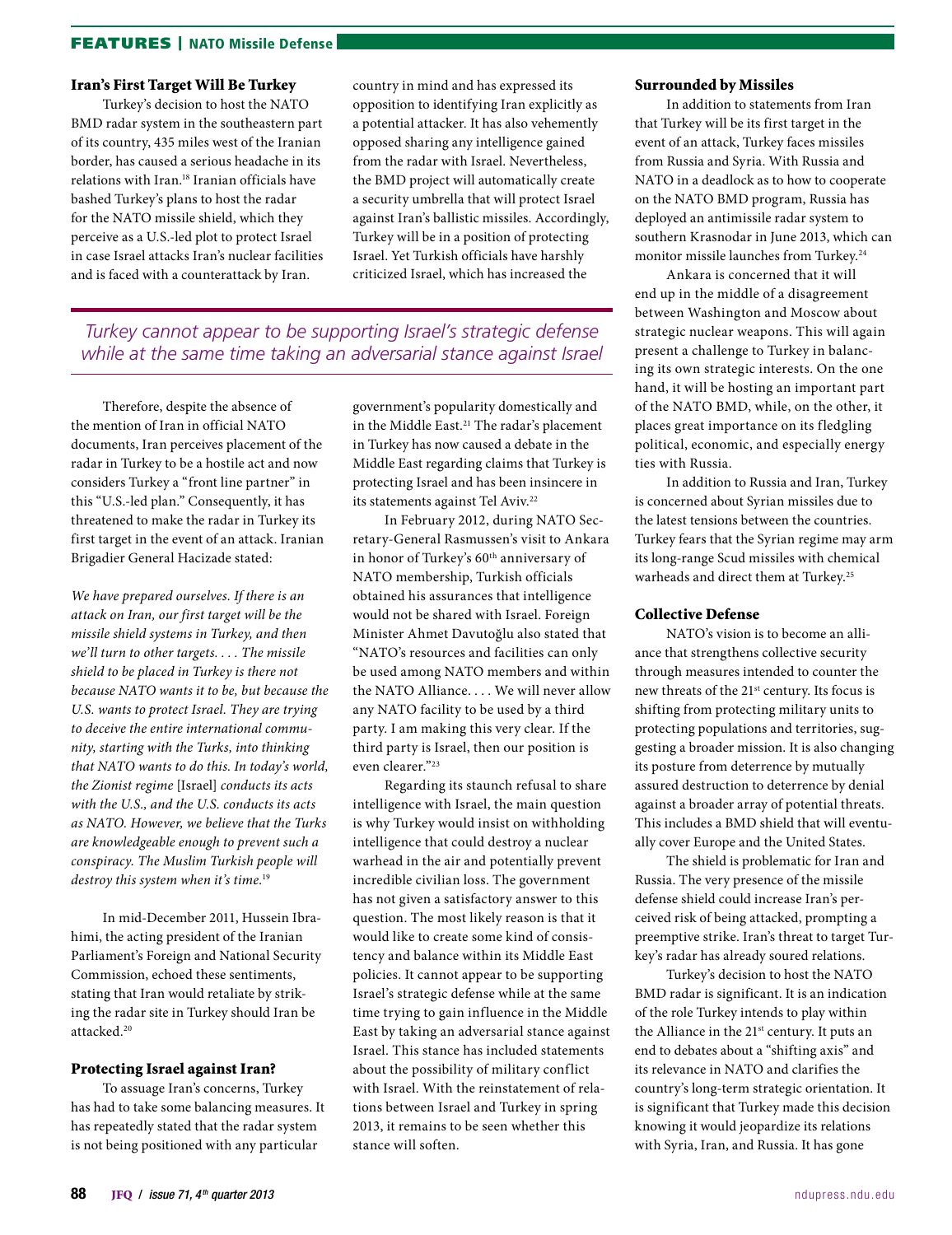## Iran's First Target Will Be Turkey

Turkey's decision to host the NATO BMD radar system in the southeastern part of its country, 435 miles west of the Iranian border, has caused a serious headache in its relations with Iran.[18] Iranian officials have bashed Turkey's plans to host the radar for the NATO missile shield, which they perceive as a U.S.-led plot to protect Israel in case Israel attacks Iran's nuclear facilities and is faced with a counterattack by Iran.

Therefore, despite the absence of the mention of Iran in official NATO documents, Iran perceives placement of the radar in Turkey to be a hostile act and now considers Turkey a "front line partner" in this "U.S.-led plan." Consequently, it has threatened to make the radar in Turkey its first target in the event of an attack. Iranian Brigadier General Hacizade stated:

*We have prepared ourselves. If there is an attack on Iran, our first target will be the missile shield systems in Turkey, and then we'll turn to other targets. . . . The missile shield to be placed in Turkey is there not because NATO wants it to be, but because the U.S. wants to protect Israel. They are trying to deceive the entire international community, starting with the Turks, into thinking that NATO wants to do this. In today's world, the Zionist regime* [Israel] *conducts its acts with the U.S., and the U.S. conducts its acts as NATO. However, we believe that the Turks are knowledgeable enough to prevent such a conspiracy. The Muslim Turkish people will destroy this system when it's time.*[19]

In mid-December 2011, Hussein Ibrahimi, the acting president of the Iranian Parliament's Foreign and National Security Commission, echoed these sentiments, stating that Iran would retaliate by striking the radar site in Turkey should Iran be attacked.[20]

## Protecting Israel against Iran?

To assuage Iran's concerns, Turkey has had to take some balancing measures. It has repeatedly stated that the radar system is not being positioned with any particular country in mind and has expressed its opposition to identifying Iran explicitly as a potential attacker. It has also vehemently opposed sharing any intelligence gained from the radar with Israel. Nevertheless, the BMD project will automatically create a security umbrella that will protect Israel against Iran's ballistic missiles. Accordingly, Turkey will be in a position of protecting Israel. Yet Turkish officials have harshly criticized Israel, which has increased the government's popularity domestically and in the Middle East.[21] The radar's placement in Turkey has now caused a debate in the Middle East regarding claims that Turkey is protecting Israel and has been insincere in its statements against Tel Aviv.[22]

*Turkey cannot appear to be supporting Israel's strategic defense while at the same time taking an adversarial stance against Israel*

In February 2012, during NATO Secretary-General Rasmussen's visit to Ankara in honor of Turkey's 60th anniversary of NATO membership, Turkish officials obtained his assurances that intelligence would not be shared with Israel. Foreign Minister Ahmet Davutoğlu also stated that "NATO's resources and facilities can only be used among NATO members and within the NATO Alliance. . . . We will never allow any NATO facility to be used by a third party. I am making this very clear. If the third party is Israel, then our position is even clearer."[23]

Regarding its staunch refusal to share intelligence with Israel, the main question is why Turkey would insist on withholding intelligence that could destroy a nuclear warhead in the air and potentially prevent incredible civilian loss. The government has not given a satisfactory answer to this question. The most likely reason is that it would like to create some kind of consistency and balance within its Middle East policies. It cannot appear to be supporting Israel's strategic defense while at the same time trying to gain influence in the Middle East by taking an adversarial stance against Israel. This stance has included statements about the possibility of military conflict with Israel. With the reinstatement of relations between Israel and Turkey in spring 2013, it remains to be seen whether this stance will soften.

## Surrounded by Missiles

In addition to statements from Iran that Turkey will be its first target in the event of an attack, Turkey faces missiles from Russia and Syria. With Russia and NATO in a deadlock as to how to cooperate on the NATO BMD program, Russia has deployed an antimissile radar system to southern Krasnodar in June 2013, which can monitor missile launches from Turkey.[24]

Ankara is concerned that it will end up in the middle of a disagreement between Washington and Moscow about strategic nuclear weapons. This will again present a challenge to Turkey in balancing its own strategic interests. On the one hand, it will be hosting an important part of the NATO BMD, while, on the other, it places great importance on its fledgling political, economic, and especially energy ties with Russia.

In addition to Russia and Iran, Turkey is concerned about Syrian missiles due to the latest tensions between the countries. Turkey fears that the Syrian regime may arm its long-range Scud missiles with chemical warheads and direct them at Turkey.[25]

## Collective Defense

NATO's vision is to become an alliance that strengthens collective security through measures intended to counter the new threats of the 21st century. Its focus is shifting from protecting military units to protecting populations and territories, suggesting a broader mission. It is also changing its posture from deterrence by mutually assured destruction to deterrence by denial against a broader array of potential threats. This includes a BMD shield that will eventually cover Europe and the United States.

The shield is problematic for Iran and Russia. The very presence of the missile defense shield could increase Iran's perceived risk of being attacked, prompting a preemptive strike. Iran's threat to target Turkey's radar has already soured relations.

Turkey's decision to host the NATO BMD radar is significant. It is an indication of the role Turkey intends to play within the Alliance in the 21st century. It puts an end to debates about a "shifting axis" and its relevance in NATO and clarifies the country's long-term strategic orientation. It is significant that Turkey made this decision knowing it would jeopardize its relations with Syria, Iran, and Russia. It has gone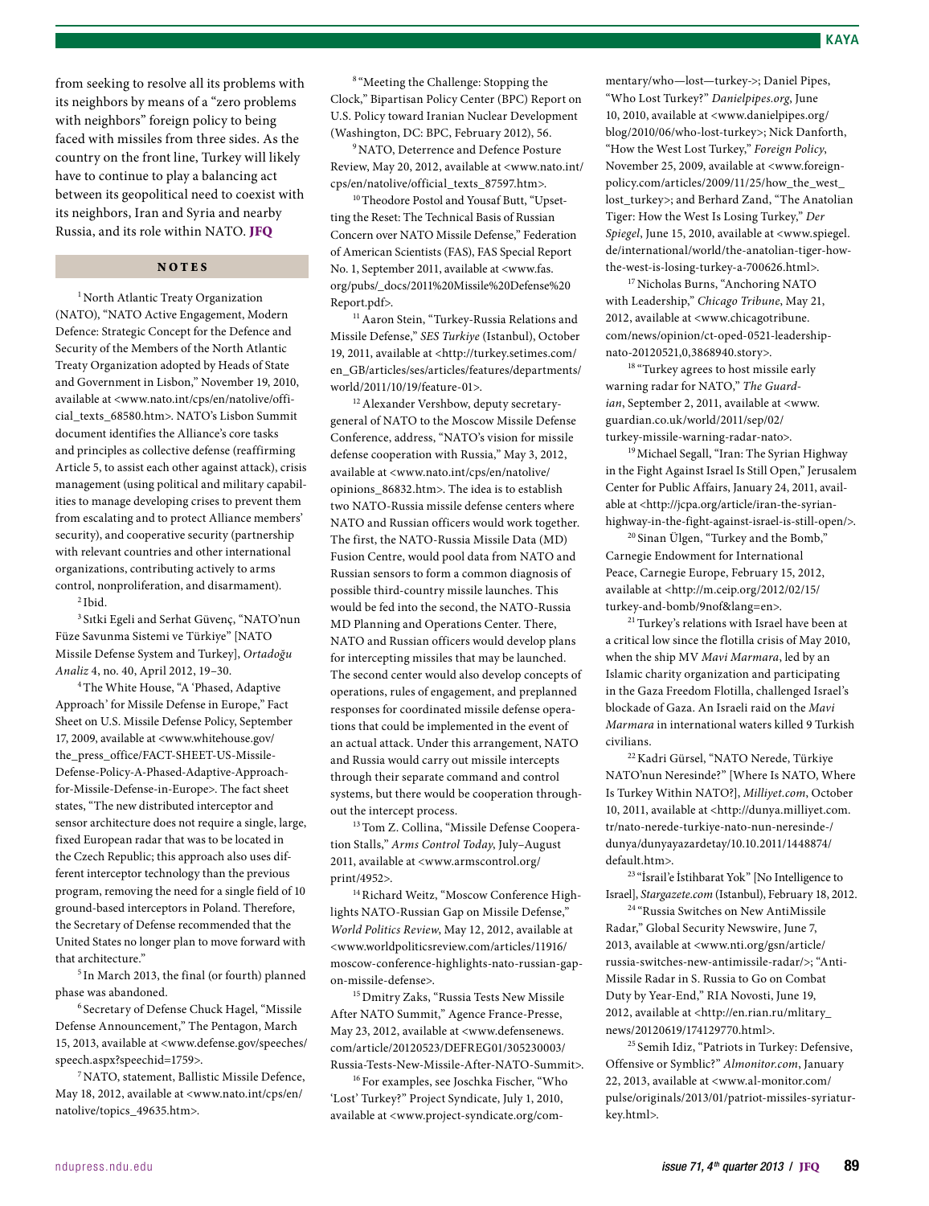from seeking to resolve all its problems with its neighbors by means of a "zero problems with neighbors" foreign policy to being faced with missiles from three sides. As the country on the front line, Turkey will likely have to continue to play a balancing act between its geopolitical need to coexist with its neighbors, Iran and Syria and nearby Russia, and its role within NATO. **JFQ**

## NOTES

[1] North Atlantic Treaty Organization (NATO), "NATO Active Engagement, Modern Defence: Strategic Concept for the Defence and Security of the Members of the North Atlantic Treaty Organization adopted by Heads of State and Government in Lisbon," November 19, 2010, available at <www.nato.int/cps/en/natolive/official_texts_68580.htm>. NATO's Lisbon Summit document identifies the Alliance's core tasks and principles as collective defense (reaffirming Article 5, to assist each other against attack), crisis management (using political and military capabilities to manage developing crises to prevent them from escalating and to protect Alliance members' security), and cooperative security (partnership with relevant countries and other international organizations, contributing actively to arms control, nonproliferation, and disarmament).

[2] Ibid.

[3] Sıtki Egeli and Serhat Güvenç, "NATO'nun Füze Savunma Sistemi ve Türkiye" [NATO Missile Defense System and Turkey], *Ortadoğu Analiz* 4, no. 40, April 2012, 19–30.

[4] The White House, "A 'Phased, Adaptive Approach' for Missile Defense in Europe," Fact Sheet on U.S. Missile Defense Policy, September 17, 2009, available at <www.whitehouse.gov/the_press_office/FACT-SHEET-US-Missile-Defense-Policy-A-Phased-Adaptive-Approach-for-Missile-Defense-in-Europe>. The fact sheet states, "The new distributed interceptor and sensor architecture does not require a single, large, fixed European radar that was to be located in the Czech Republic; this approach also uses different interceptor technology than the previous program, removing the need for a single field of 10 ground-based interceptors in Poland. Therefore, the Secretary of Defense recommended that the United States no longer plan to move forward with that architecture."

[5] In March 2013, the final (or fourth) planned phase was abandoned.

[6] Secretary of Defense Chuck Hagel, "Missile Defense Announcement," The Pentagon, March 15, 2013, available at <www.defense.gov/speeches/speech.aspx?speechid=1759>.

[7] NATO, statement, Ballistic Missile Defence, May 18, 2012, available at <www.nato.int/cps/en/natolive/topics_49635.htm>.

[8] "Meeting the Challenge: Stopping the Clock," Bipartisan Policy Center (BPC) Report on U.S. Policy toward Iranian Nuclear Development (Washington, DC: BPC, February 2012), 56.

[9] NATO, Deterrence and Defence Posture Review, May 20, 2012, available at <www.nato.int/cps/en/natolive/official_texts_87597.htm>.

[10] Theodore Postol and Yousaf Butt, "Upsetting the Reset: The Technical Basis of Russian Concern over NATO Missile Defense," Federation of American Scientists (FAS), FAS Special Report No. 1, September 2011, available at <www.fas.org/pubs/_docs/2011%20Missile%20Defense%20Report.pdf>.

[11] Aaron Stein, "Turkey-Russia Relations and Missile Defense," *SES Turkiye* (Istanbul), October 19, 2011, available at <http://turkey.setimes.com/en_GB/articles/ses/articles/features/departments/world/2011/10/19/feature-01>.

[12] Alexander Vershbow, deputy secretary-general of NATO to the Moscow Missile Defense Conference, address, "NATO's vision for missile defense cooperation with Russia," May 3, 2012, available at <www.nato.int/cps/en/natolive/opinions_86832.htm>. The idea is to establish two NATO-Russia missile defense centers where NATO and Russian officers would work together. The first, the NATO-Russia Missile Data (MD) Fusion Centre, would pool data from NATO and Russian sensors to form a common diagnosis of possible third-country missile launches. This would be fed into the second, the NATO-Russia MD Planning and Operations Center. There, NATO and Russian officers would develop plans for intercepting missiles that may be launched. The second center would also develop concepts of operations, rules of engagement, and preplanned responses for coordinated missile defense operations that could be implemented in the event of an actual attack. Under this arrangement, NATO and Russia would carry out missile intercepts through their separate command and control systems, but there would be cooperation throughout the intercept process.

[13] Tom Z. Collina, "Missile Defense Cooperation Stalls," *Arms Control Today*, July–August 2011, available at <www.armscontrol.org/print/4952>.

[14] Richard Weitz, "Moscow Conference Highlights NATO-Russian Gap on Missile Defense," *World Politics Review*, May 12, 2012, available at <www.worldpoliticsreview.com/articles/11916/moscow-conference-highlights-nato-russian-gap-on-missile-defense>.

[15] Dmitry Zaks, "Russia Tests New Missile After NATO Summit," Agence France-Presse, May 23, 2012, available at <www.defensenews.com/article/20120523/DEFREG01/305230003/Russia-Tests-New-Missile-After-NATO-Summit>.

[16] For examples, see Joschka Fischer, "Who 'Lost' Turkey?" Project Syndicate, July 1, 2010, available at <www.project-syndicate.org/commentary/who—lost—turkey->; Daniel Pipes, "Who Lost Turkey?" *Danielpipes.org*, June 10, 2010, available at <www.danielpipes.org/blog/2010/06/who-lost-turkey>; Nick Danforth, "How the West Lost Turkey," *Foreign Policy*, November 25, 2009, available at <www.foreignpolicy.com/articles/2009/11/25/how_the_west_lost_turkey>; and Berhard Zand, "The Anatolian Tiger: How the West Is Losing Turkey," *Der Spiegel*, June 15, 2010, available at <www.spiegel.de/international/world/the-anatolian-tiger-how-the-west-is-losing-turkey-a-700626.html>.

[17] Nicholas Burns, "Anchoring NATO with Leadership," *Chicago Tribune*, May 21, 2012, available at <www.chicagotribune.com/news/opinion/ct-oped-0521-leadership-nato-20120521,0,3868940.story>.

[18] "Turkey agrees to host missile early warning radar for NATO," *The Guardian*, September 2, 2011, available at <www.guardian.co.uk/world/2011/sep/02/turkey-missile-warning-radar-nato>.

[19] Michael Segall, "Iran: The Syrian Highway in the Fight Against Israel Is Still Open," Jerusalem Center for Public Affairs, January 24, 2011, available at <http://jcpa.org/article/iran-the-syrian-highway-in-the-fight-against-israel-is-still-open/>.

[20] Sinan Ülgen, "Turkey and the Bomb," Carnegie Endowment for International Peace, Carnegie Europe, February 15, 2012, available at <http://m.ceip.org/2012/02/15/turkey-and-bomb/9nof&lang=en>.

[21] Turkey's relations with Israel have been at a critical low since the flotilla crisis of May 2010, when the ship MV *Mavi Marmara*, led by an Islamic charity organization and participating in the Gaza Freedom Flotilla, challenged Israel's blockade of Gaza. An Israeli raid on the *Mavi Marmara* in international waters killed 9 Turkish civilians.

[22] Kadri Gürsel, "NATO Nerede, Türkiye NATO'nun Neresinde?" [Where Is NATO, Where Is Turkey Within NATO?], *Milliyet.com*, October 10, 2011, available at <http://dunya.milliyet.com.tr/nato-nerede-turkiye-nato-nun-neresinde-/dunya/dunyayazardetay/10.10.2011/1448874/default.htm>.

[23] "İsrail'e İstihbarat Yok" [No Intelligence to Israel], *Stargazete.com* (Istanbul), February 18, 2012.

[24] "Russia Switches on New AntiMissile Radar," Global Security Newswire, June 7, 2013, available at <www.nti.org/gsn/article/russia-switches-new-antimissile-radar/>; "Anti-Missile Radar in S. Russia to Go on Combat Duty by Year-End," RIA Novosti, June 19, 2012, available at <http://en.rian.ru/mlitary_news/20120619/174129770.html>.

[25] Semih Idiz, "Patriots in Turkey: Defensive, Offensive or Symblic?" *Almonitor.com*, January 22, 2013, available at <www.al-monitor.com/pulse/originals/2013/01/patriot-missiles-syriaturkey.html>.